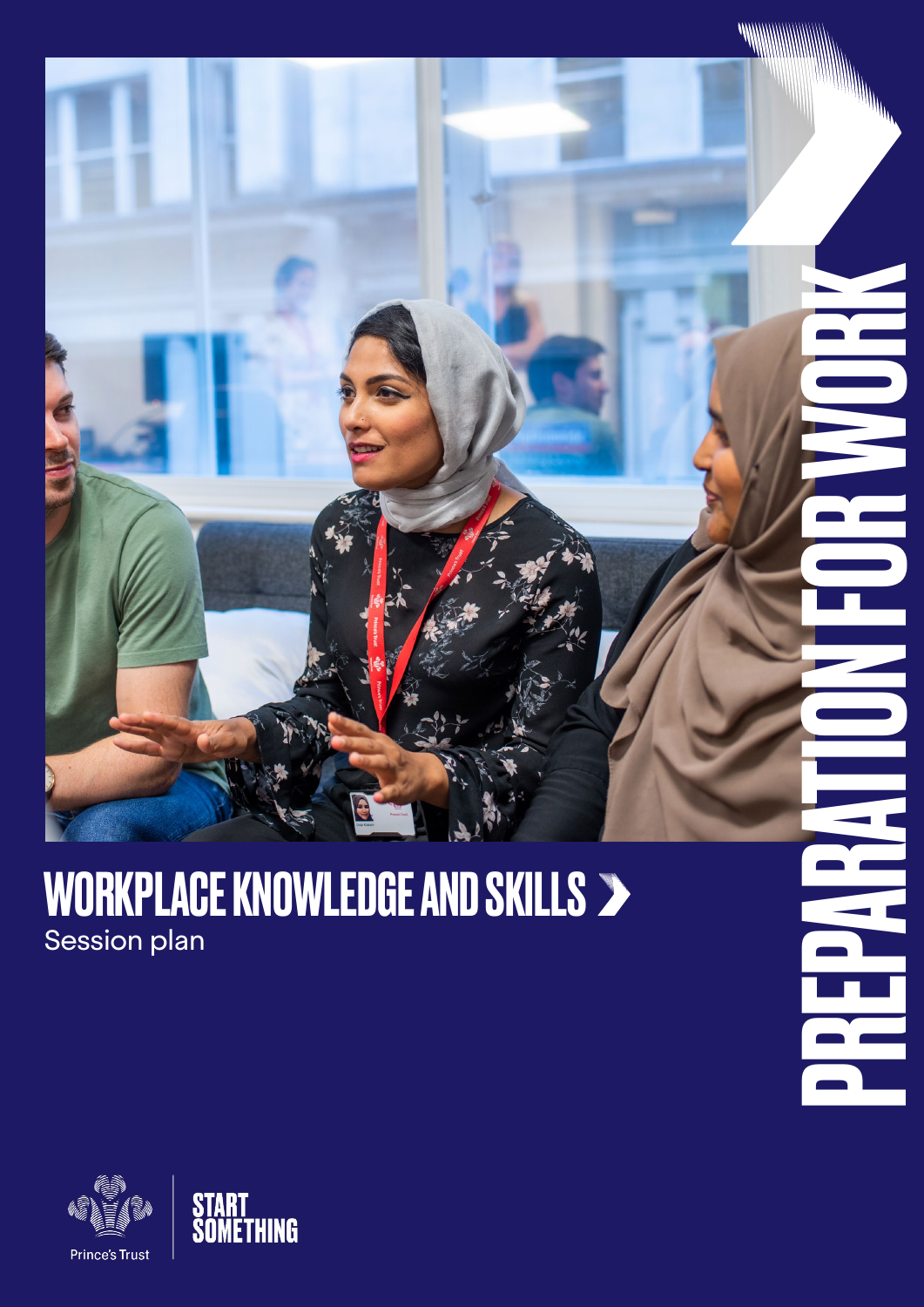# PREPARATION FOR WORK

# WORKPLACE KNOWLEDGE AND SKILLS

Session plan

Prince's Trust

START SOMETHING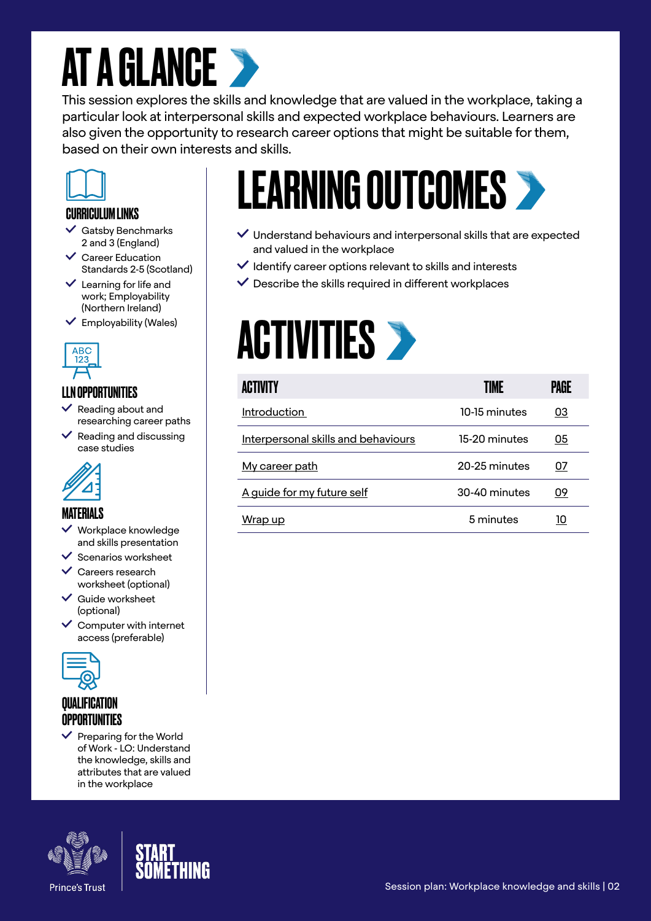# AT A GLANCE

This session explores the skills and knowledge that are valued in the workplace, taking a particular look at interpersonal skills and expected workplace behaviours. Learners are also given the opportunity to research career options that might be suitable for them, based on their own interests and skills.

### CURRICULUM LINKS

- Gatsby Benchmarks 2 and 3 (England)
- Career Education Standards 2-5 (Scotland)
- Learning for life and work; Employability (Northern Ireland)
- Employability (Wales)

### LLN OPPORTUNITIES

- Reading about and researching career paths
- Reading and discussing case studies

### MATERIALS

- Workplace knowledge and skills presentation
- Scenarios worksheet
- Careers research worksheet (optional)
- Guide worksheet (optional)
- Computer with internet access (preferable)

### QUALIFICATION OPPORTUNITIES

- Preparing for the World of Work - LO: Understand the knowledge, skills and attributes that are valued in the workplace

# LEARNING OUTCOMES

- Understand behaviours and interpersonal skills that are expected and valued in the workplace
- Identify career options relevant to skills and interests
- Describe the skills required in different workplaces

# ACTIVITIES

| ACTIVITY | TIME | PAGE |
| --- | --- | --- |
| Introduction | 10-15 minutes | 03 |
| Interpersonal skills and behaviours | 15-20 minutes | 05 |
| My career path | 20-25 minutes | 07 |
| A guide for my future self | 30-40 minutes | 09 |
| Wrap up | 5 minutes | 10 |

Prince's Trust

START SOMETHING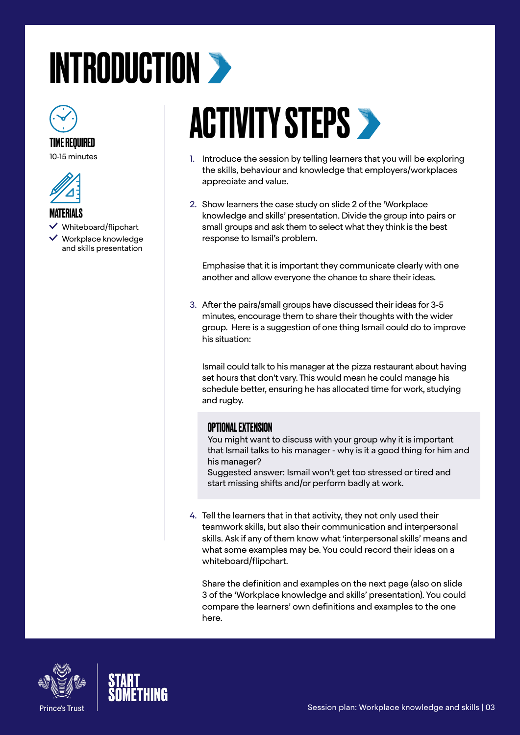# INTRODUCTION

**TIME REQUIRED**

10-15 minutes

**MATERIALS**

- Whiteboard/flipchart
- Workplace knowledge and skills presentation

## ACTIVITY STEPS

1. Introduce the session by telling learners that you will be exploring the skills, behaviour and knowledge that employers/workplaces appreciate and value.

2. Show learners the case study on slide 2 of the 'Workplace knowledge and skills' presentation. Divide the group into pairs or small groups and ask them to select what they think is the best response to Ismail's problem.

   Emphasise that it is important they communicate clearly with one another and allow everyone the chance to share their ideas.

3. After the pairs/small groups have discussed their ideas for 3-5 minutes, encourage them to share their thoughts with the wider group. Here is a suggestion of one thing Ismail could do to improve his situation:

   Ismail could talk to his manager at the pizza restaurant about having set hours that don't vary. This would mean he could manage his schedule better, ensuring he has allocated time for work, studying and rugby.

   **OPTIONAL EXTENSION**

   You might want to discuss with your group why it is important that Ismail talks to his manager - why is it a good thing for him and his manager?
   Suggested answer: Ismail won't get too stressed or tired and start missing shifts and/or perform badly at work.

4. Tell the learners that in that activity, they not only used their teamwork skills, but also their communication and interpersonal skills. Ask if any of them know what 'interpersonal skills' means and what some examples may be. You could record their ideas on a whiteboard/flipchart.

   Share the definition and examples on the next page (also on slide 3 of the 'Workplace knowledge and skills' presentation). You could compare the learners' own definitions and examples to the one here.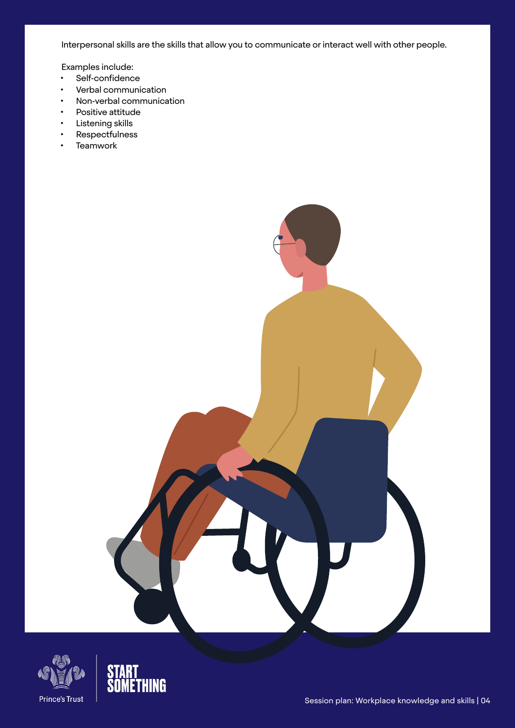Interpersonal skills are the skills that allow you to communicate or interact well with other people.

Examples include:

- Self-confidence
- Verbal communication
- Non-verbal communication
- Positive attitude
- Listening skills
- Respectfulness
- Teamwork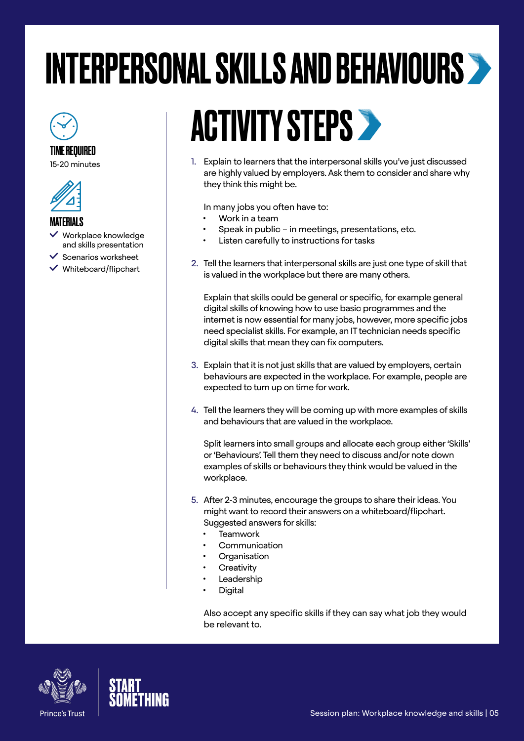# INTERPERSONAL SKILLS AND BEHAVIOURS

**TIME REQUIRED**
15-20 minutes

**MATERIALS**
- ✓ Workplace knowledge and skills presentation
- ✓ Scenarios worksheet
- ✓ Whiteboard/flipchart

## ACTIVITY STEPS

1. Explain to learners that the interpersonal skills you've just discussed are highly valued by employers. Ask them to consider and share why they think this might be.

   In many jobs you often have to:
   - Work in a team
   - Speak in public – in meetings, presentations, etc.
   - Listen carefully to instructions for tasks

2. Tell the learners that interpersonal skills are just one type of skill that is valued in the workplace but there are many others.

   Explain that skills could be general or specific, for example general digital skills of knowing how to use basic programmes and the internet is now essential for many jobs, however, more specific jobs need specialist skills. For example, an IT technician needs specific digital skills that mean they can fix computers.

3. Explain that it is not just skills that are valued by employers, certain behaviours are expected in the workplace. For example, people are expected to turn up on time for work.

4. Tell the learners they will be coming up with more examples of skills and behaviours that are valued in the workplace.

   Split learners into small groups and allocate each group either 'Skills' or 'Behaviours'. Tell them they need to discuss and/or note down examples of skills or behaviours they think would be valued in the workplace.

5. After 2-3 minutes, encourage the groups to share their ideas. You might want to record their answers on a whiteboard/flipchart. Suggested answers for skills:
   - Teamwork
   - Communication
   - Organisation
   - Creativity
   - Leadership
   - Digital

   Also accept any specific skills if they can say what job they would be relevant to.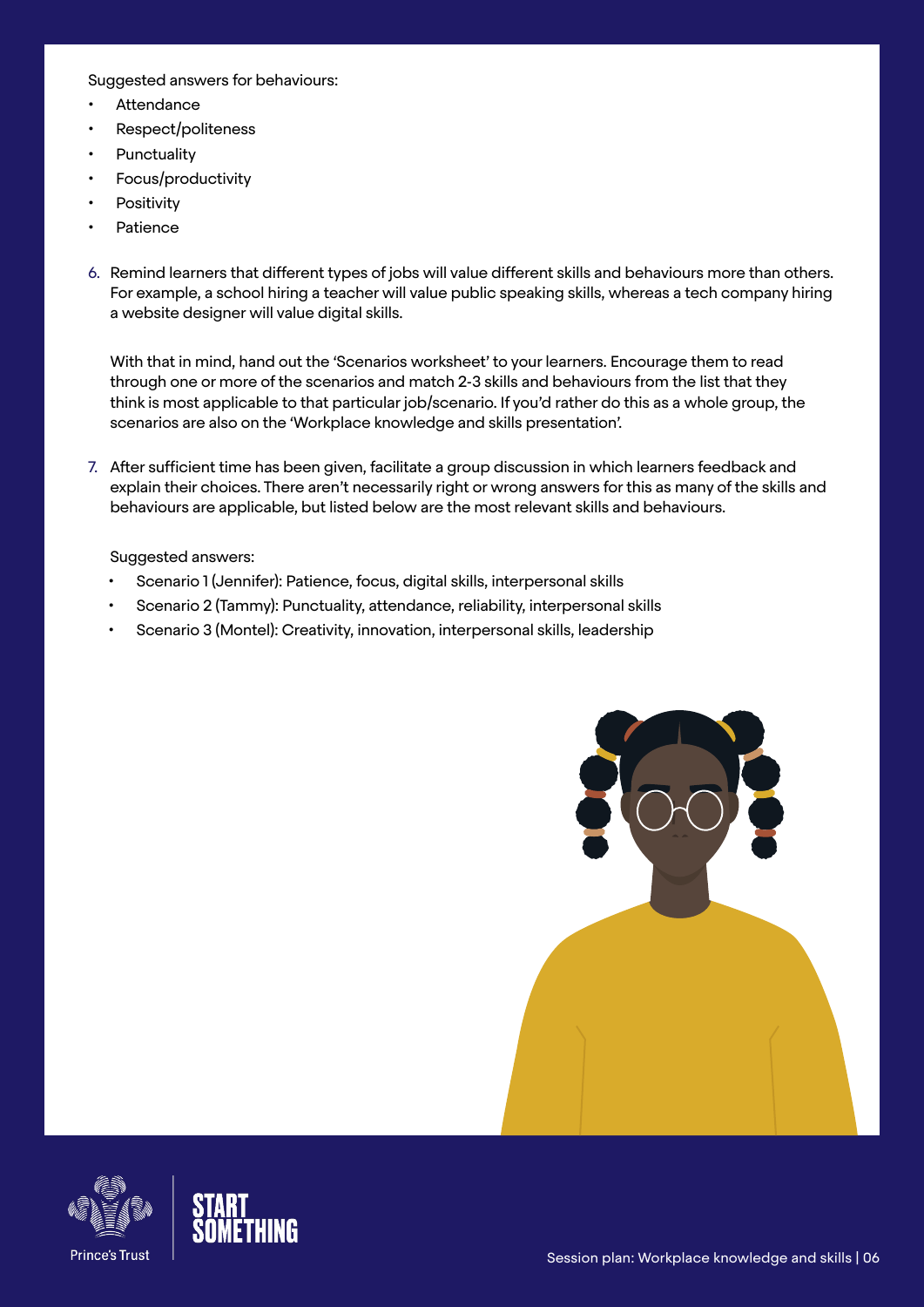Suggested answers for behaviours:

- Attendance
- Respect/politeness
- Punctuality
- Focus/productivity
- Positivity
- Patience

6. Remind learners that different types of jobs will value different skills and behaviours more than others. For example, a school hiring a teacher will value public speaking skills, whereas a tech company hiring a website designer will value digital skills.

   With that in mind, hand out the 'Scenarios worksheet' to your learners. Encourage them to read through one or more of the scenarios and match 2-3 skills and behaviours from the list that they think is most applicable to that particular job/scenario. If you'd rather do this as a whole group, the scenarios are also on the 'Workplace knowledge and skills presentation'.

7. After sufficient time has been given, facilitate a group discussion in which learners feedback and explain their choices. There aren't necessarily right or wrong answers for this as many of the skills and behaviours are applicable, but listed below are the most relevant skills and behaviours.

   Suggested answers:

   - Scenario 1 (Jennifer): Patience, focus, digital skills, interpersonal skills
   - Scenario 2 (Tammy): Punctuality, attendance, reliability, interpersonal skills
   - Scenario 3 (Montel): Creativity, innovation, interpersonal skills, leadership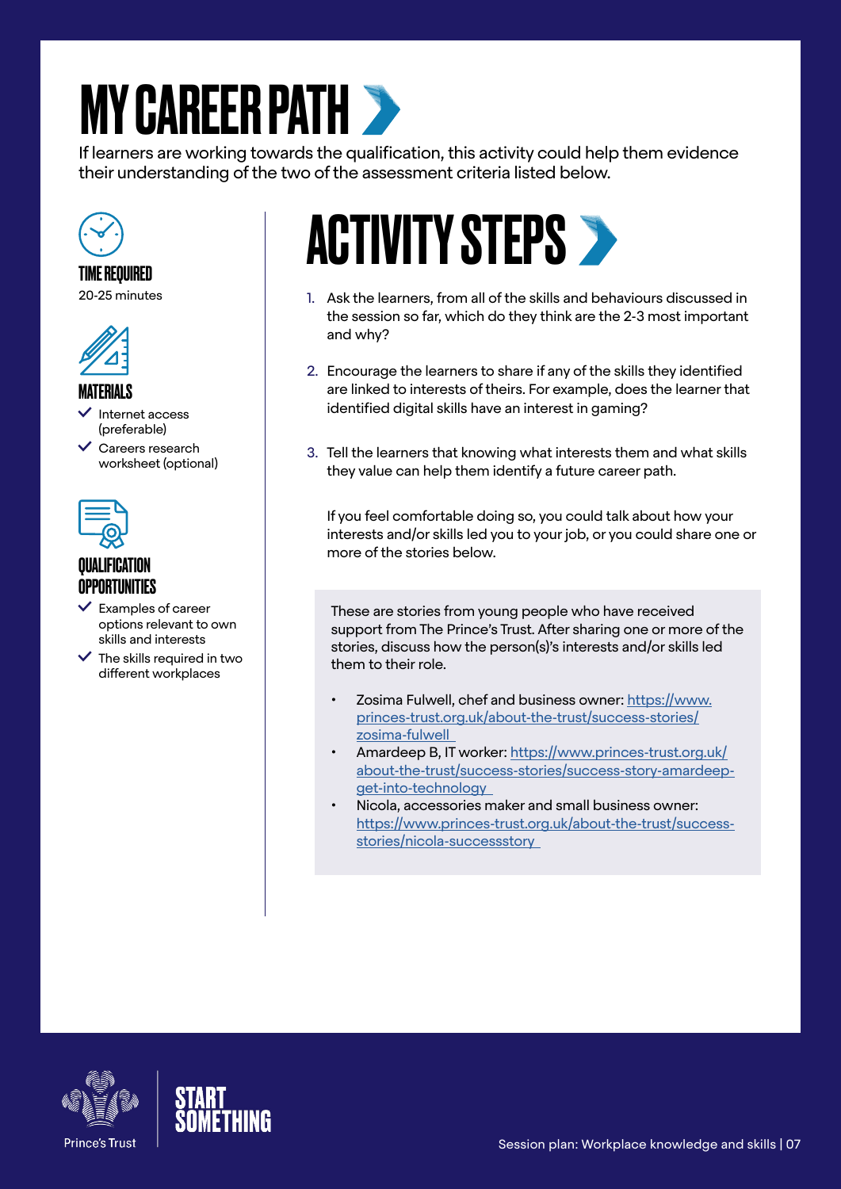# MY CAREER PATH

If learners are working towards the qualification, this activity could help them evidence their understanding of the two of the assessment criteria listed below.

### TIME REQUIRED

20-25 minutes

### MATERIALS

- Internet access (preferable)
- Careers research worksheet (optional)

### QUALIFICATION OPPORTUNITIES

- Examples of career options relevant to own skills and interests
- The skills required in two different workplaces

## ACTIVITY STEPS

1. Ask the learners, from all of the skills and behaviours discussed in the session so far, which do they think are the 2-3 most important and why?

2. Encourage the learners to share if any of the skills they identified are linked to interests of theirs. For example, does the learner that identified digital skills have an interest in gaming?

3. Tell the learners that knowing what interests them and what skills they value can help them identify a future career path.

   If you feel comfortable doing so, you could talk about how your interests and/or skills led you to your job, or you could share one or more of the stories below.

These are stories from young people who have received support from The Prince's Trust. After sharing one or more of the stories, discuss how the person(s)'s interests and/or skills led them to their role.

- Zosima Fulwell, chef and business owner: https://www.princes-trust.org.uk/about-the-trust/success-stories/zosima-fulwell
- Amardeep B, IT worker: https://www.princes-trust.org.uk/about-the-trust/success-stories/success-story-amardeep-get-into-technology
- Nicola, accessories maker and small business owner: https://www.princes-trust.org.uk/about-the-trust/success-stories/nicola-successstory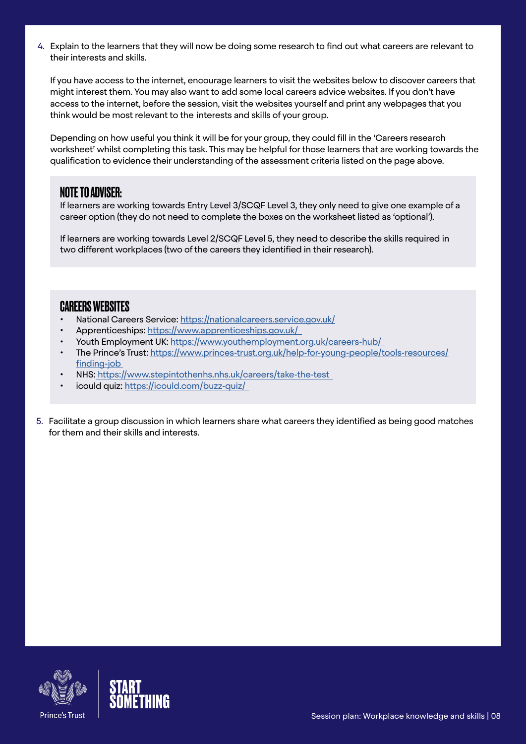4. Explain to the learners that they will now be doing some research to find out what careers are relevant to their interests and skills.

   If you have access to the internet, encourage learners to visit the websites below to discover careers that might interest them. You may also want to add some local careers advice websites. If you don't have access to the internet, before the session, visit the websites yourself and print any webpages that you think would be most relevant to the interests and skills of your group.

   Depending on how useful you think it will be for your group, they could fill in the 'Careers research worksheet' whilst completing this task. This may be helpful for those learners that are working towards the qualification to evidence their understanding of the assessment criteria listed on the page above.

### NOTE TO ADVISER:

If learners are working towards Entry Level 3/SCQF Level 3, they only need to give one example of a career option (they do not need to complete the boxes on the worksheet listed as 'optional').

If learners are working towards Level 2/SCQF Level 5, they need to describe the skills required in two different workplaces (two of the careers they identified in their research).

### CAREERS WEBSITES

- National Careers Service: https://nationalcareers.service.gov.uk/
- Apprenticeships: https://www.apprenticeships.gov.uk/
- Youth Employment UK: https://www.youthemployment.org.uk/careers-hub/
- The Prince's Trust: https://www.princes-trust.org.uk/help-for-young-people/tools-resources/finding-job
- NHS: https://www.stepintothenhs.nhs.uk/careers/take-the-test
- icould quiz: https://icould.com/buzz-quiz/

5. Facilitate a group discussion in which learners share what careers they identified as being good matches for them and their skills and interests.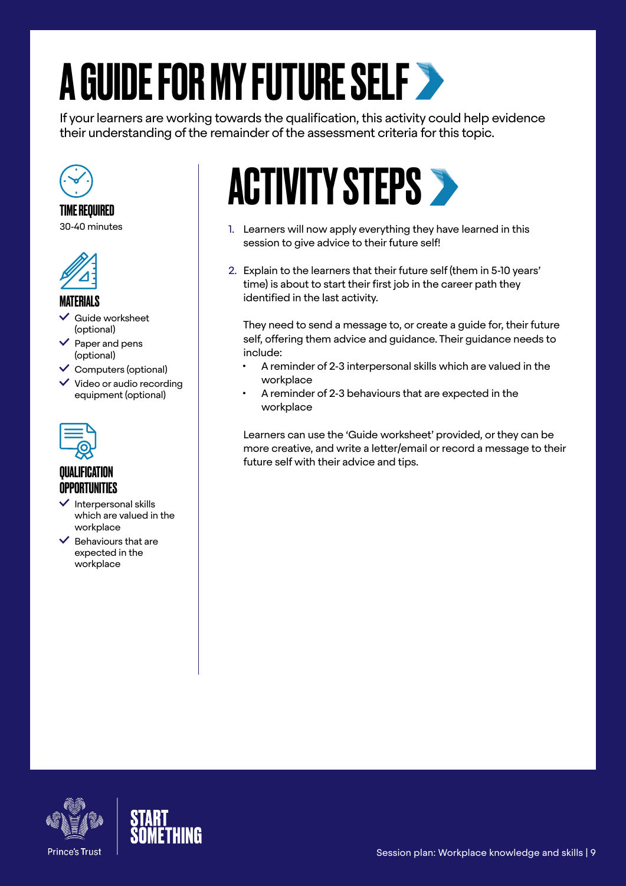# A GUIDE FOR MY FUTURE SELF

If your learners are working towards the qualification, this activity could help evidence their understanding of the remainder of the assessment criteria for this topic.

### TIME REQUIRED

30-40 minutes

### MATERIALS

- Guide worksheet (optional)
- Paper and pens (optional)
- Computers (optional)
- Video or audio recording equipment (optional)

### QUALIFICATION OPPORTUNITIES

- Interpersonal skills which are valued in the workplace
- Behaviours that are expected in the workplace

## ACTIVITY STEPS

1. Learners will now apply everything they have learned in this session to give advice to their future self!
2. Explain to the learners that their future self (them in 5-10 years' time) is about to start their first job in the career path they identified in the last activity.

   They need to send a message to, or create a guide for, their future self, offering them advice and guidance. Their guidance needs to include:
   - A reminder of 2-3 interpersonal skills which are valued in the workplace
   - A reminder of 2-3 behaviours that are expected in the workplace

   Learners can use the 'Guide worksheet' provided, or they can be more creative, and write a letter/email or record a message to their future self with their advice and tips.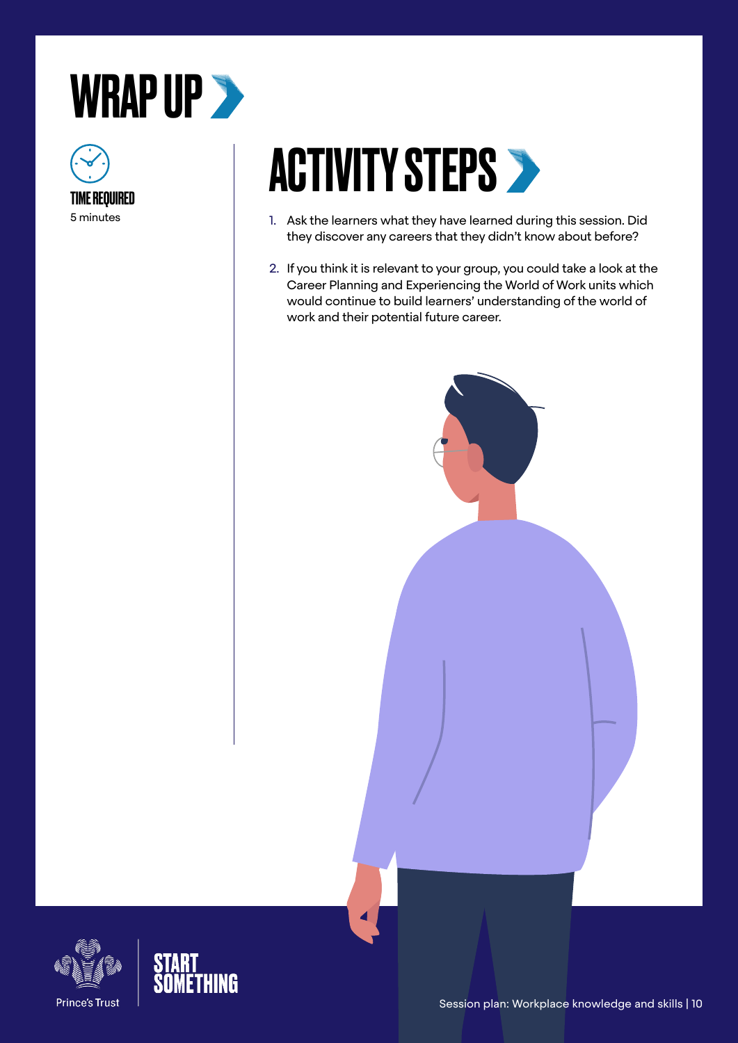# WRAP UP

**TIME REQUIRED**
5 minutes

## ACTIVITY STEPS

1. Ask the learners what they have learned during this session. Did they discover any careers that they didn't know about before?
2. If you think it is relevant to your group, you could take a look at the Career Planning and Experiencing the World of Work units which would continue to build learners' understanding of the world of work and their potential future career.